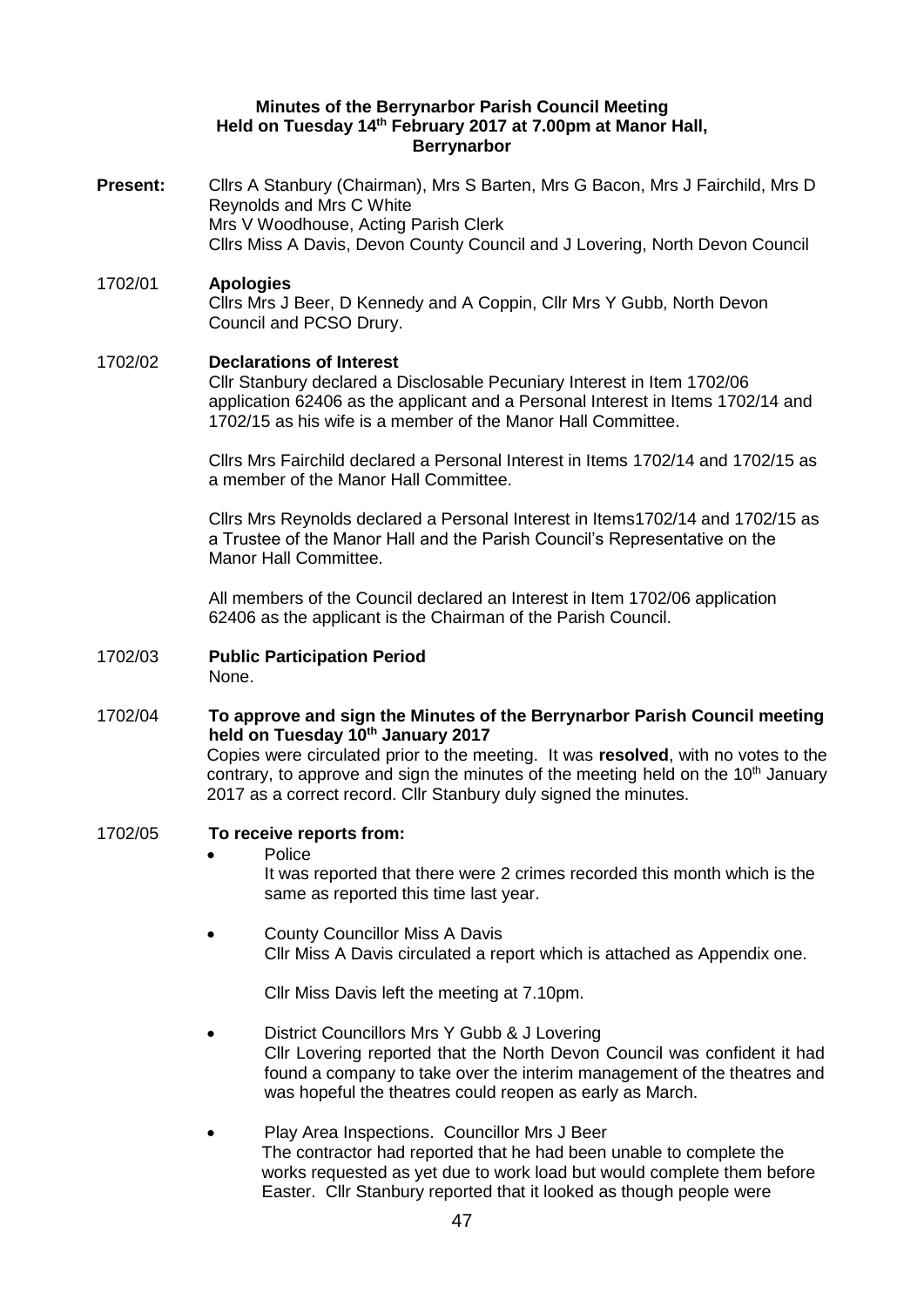**Minutes of the Berrynarbor Parish Council Meeting**
**Held on Tuesday 14th February 2017 at 7.00pm at Manor Hall, Berrynarbor**

**Present:** Cllrs A Stanbury (Chairman), Mrs S Barten, Mrs G Bacon, Mrs J Fairchild, Mrs D Reynolds and Mrs C White
Mrs V Woodhouse, Acting Parish Clerk
Cllrs Miss A Davis, Devon County Council and J Lovering, North Devon Council

1702/01 **Apologies**

Cllrs Mrs J Beer, D Kennedy and A Coppin, Cllr Mrs Y Gubb, North Devon Council and PCSO Drury.

1702/02 **Declarations of Interest**

Cllr Stanbury declared a Disclosable Pecuniary Interest in Item 1702/06 application 62406 as the applicant and a Personal Interest in Items 1702/14 and 1702/15 as his wife is a member of the Manor Hall Committee.

Cllrs Mrs Fairchild declared a Personal Interest in Items 1702/14 and 1702/15 as a member of the Manor Hall Committee.

Cllrs Mrs Reynolds declared a Personal Interest in Items1702/14 and 1702/15 as a Trustee of the Manor Hall and the Parish Council's Representative on the Manor Hall Committee.

All members of the Council declared an Interest in Item 1702/06 application 62406 as the applicant is the Chairman of the Parish Council.

1702/03 **Public Participation Period**

None.

1702/04 **To approve and sign the Minutes of the Berrynarbor Parish Council meeting held on Tuesday 10th January 2017**

Copies were circulated prior to the meeting. It was **resolved**, with no votes to the contrary, to approve and sign the minutes of the meeting held on the 10th January 2017 as a correct record. Cllr Stanbury duly signed the minutes.

1702/05 **To receive reports from:**

- Police

  It was reported that there were 2 crimes recorded this month which is the same as reported this time last year.

- County Councillor Miss A Davis

  Cllr Miss A Davis circulated a report which is attached as Appendix one.

  Cllr Miss Davis left the meeting at 7.10pm.

- District Councillors Mrs Y Gubb & J Lovering

  Cllr Lovering reported that the North Devon Council was confident it had found a company to take over the interim management of the theatres and was hopeful the theatres could reopen as early as March.

- Play Area Inspections. Councillor Mrs J Beer

  The contractor had reported that he had been unable to complete the works requested as yet due to work load but would complete them before Easter. Cllr Stanbury reported that it looked as though people were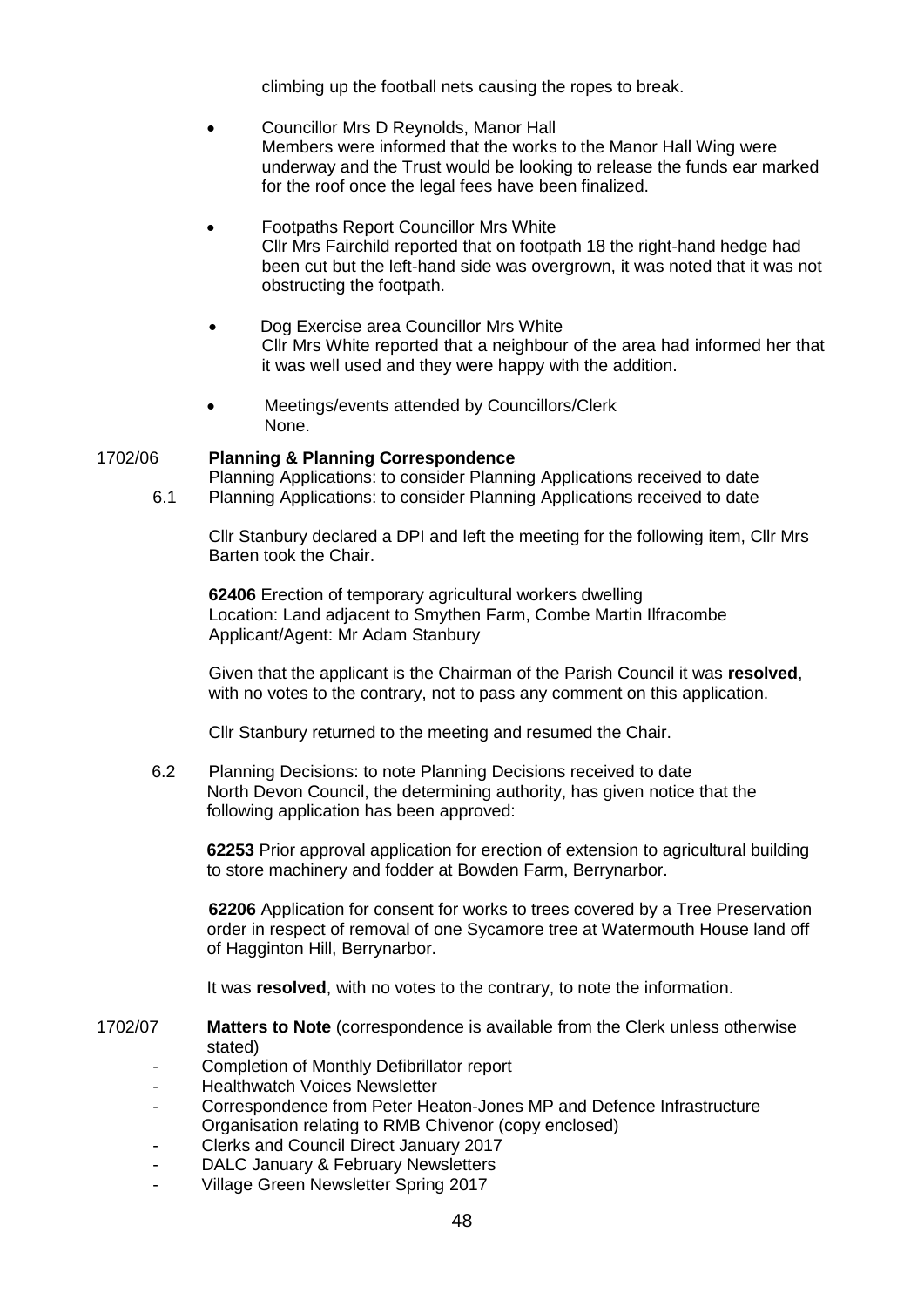climbing up the football nets causing the ropes to break.

- Councillor Mrs D Reynolds, Manor Hall
  Members were informed that the works to the Manor Hall Wing were underway and the Trust would be looking to release the funds ear marked for the roof once the legal fees have been finalized.

- Footpaths Report Councillor Mrs White
  Cllr Mrs Fairchild reported that on footpath 18 the right-hand hedge had been cut but the left-hand side was overgrown, it was noted that it was not obstructing the footpath.

- Dog Exercise area Councillor Mrs White
  Cllr Mrs White reported that a neighbour of the area had informed her that it was well used and they were happy with the addition.

- Meetings/events attended by Councillors/Clerk
  None.

1702/06 **Planning & Planning Correspondence**

Planning Applications: to consider Planning Applications received to date

6.1 Planning Applications: to consider Planning Applications received to date

Cllr Stanbury declared a DPI and left the meeting for the following item, Cllr Mrs Barten took the Chair.

**62406** Erection of temporary agricultural workers dwelling
Location: Land adjacent to Smythen Farm, Combe Martin Ilfracombe
Applicant/Agent: Mr Adam Stanbury

Given that the applicant is the Chairman of the Parish Council it was **resolved**, with no votes to the contrary, not to pass any comment on this application.

Cllr Stanbury returned to the meeting and resumed the Chair.

6.2 Planning Decisions: to note Planning Decisions received to date
North Devon Council, the determining authority, has given notice that the following application has been approved:

**62253** Prior approval application for erection of extension to agricultural building to store machinery and fodder at Bowden Farm, Berrynarbor.

**62206** Application for consent for works to trees covered by a Tree Preservation order in respect of removal of one Sycamore tree at Watermouth House land off of Hagginton Hill, Berrynarbor.

It was **resolved**, with no votes to the contrary, to note the information.

1702/07 **Matters to Note** (correspondence is available from the Clerk unless otherwise stated)

- Completion of Monthly Defibrillator report
- Healthwatch Voices Newsletter
- Correspondence from Peter Heaton-Jones MP and Defence Infrastructure Organisation relating to RMB Chivenor (copy enclosed)
- Clerks and Council Direct January 2017
- DALC January & February Newsletters
- Village Green Newsletter Spring 2017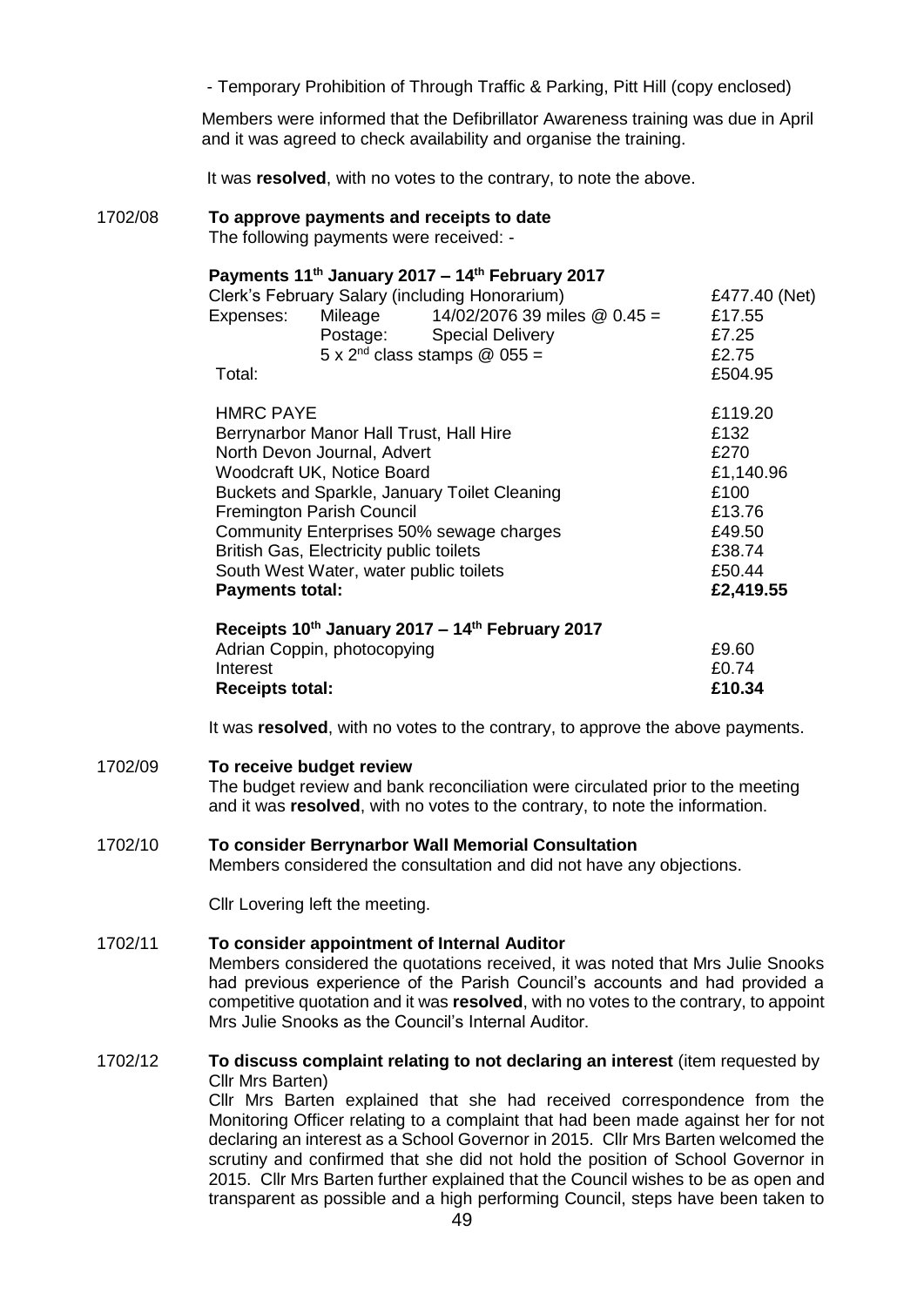- Temporary Prohibition of Through Traffic & Parking, Pitt Hill (copy enclosed)

Members were informed that the Defibrillator Awareness training was due in April and it was agreed to check availability and organise the training.

It was **resolved**, with no votes to the contrary, to note the above.

1702/08 **To approve payments and receipts to date**

The following payments were received: -

**Payments 11th January 2017 – 14th February 2017**

| | | | |
|---|---|---|---|
| Clerk's February Salary (including Honorarium) | | | £477.40 (Net) |
| Expenses: | Mileage | 14/02/2076 39 miles @ 0.45 = | £17.55 |
| | Postage: | Special Delivery | £7.25 |
| | | 5 x 2nd class stamps @ 055 = | £2.75 |
| Total: | | | £504.95 |

| | |
|---|---|
| HMRC PAYE | £119.20 |
| Berrynarbor Manor Hall Trust, Hall Hire | £132 |
| North Devon Journal, Advert | £270 |
| Woodcraft UK, Notice Board | £1,140.96 |
| Buckets and Sparkle, January Toilet Cleaning | £100 |
| Fremington Parish Council | £13.76 |
| Community Enterprises 50% sewage charges | £49.50 |
| British Gas, Electricity public toilets | £38.74 |
| South West Water, water public toilets | £50.44 |
| **Payments total:** | **£2,419.55** |

**Receipts 10th January 2017 – 14th February 2017**

| | |
|---|---|
| Adrian Coppin, photocopying | £9.60 |
| Interest | £0.74 |
| **Receipts total:** | **£10.34** |

It was **resolved**, with no votes to the contrary, to approve the above payments.

1702/09 **To receive budget review**

The budget review and bank reconciliation were circulated prior to the meeting and it was **resolved**, with no votes to the contrary, to note the information.

1702/10 **To consider Berrynarbor Wall Memorial Consultation**

Members considered the consultation and did not have any objections.

Cllr Lovering left the meeting.

1702/11 **To consider appointment of Internal Auditor**

Members considered the quotations received, it was noted that Mrs Julie Snooks had previous experience of the Parish Council's accounts and had provided a competitive quotation and it was **resolved**, with no votes to the contrary, to appoint Mrs Julie Snooks as the Council's Internal Auditor.

1702/12 **To discuss complaint relating to not declaring an interest** (item requested by Cllr Mrs Barten)

Cllr Mrs Barten explained that she had received correspondence from the Monitoring Officer relating to a complaint that had been made against her for not declaring an interest as a School Governor in 2015. Cllr Mrs Barten welcomed the scrutiny and confirmed that she did not hold the position of School Governor in 2015. Cllr Mrs Barten further explained that the Council wishes to be as open and transparent as possible and a high performing Council, steps have been taken to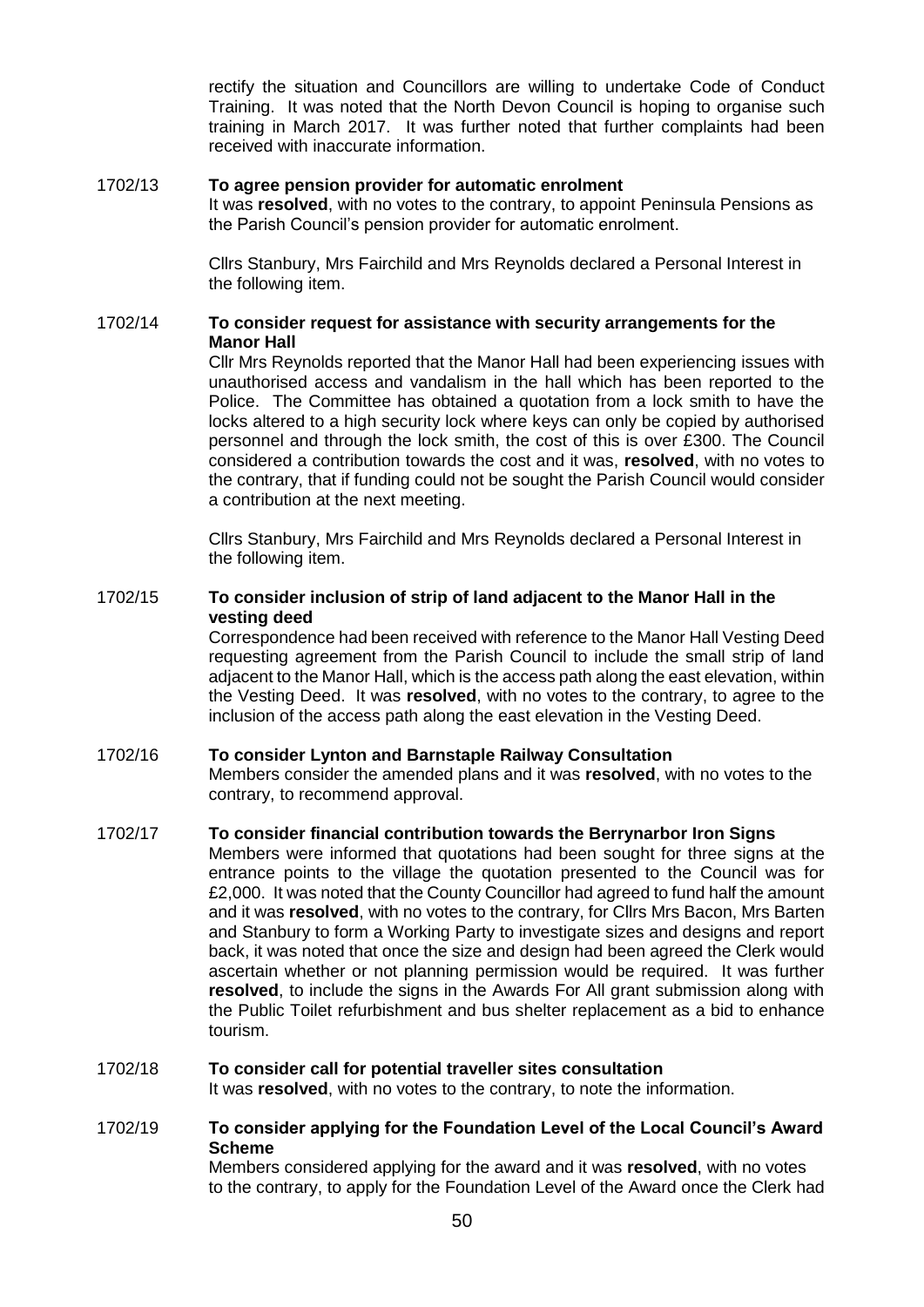rectify the situation and Councillors are willing to undertake Code of Conduct Training. It was noted that the North Devon Council is hoping to organise such training in March 2017. It was further noted that further complaints had been received with inaccurate information.

1702/13 **To agree pension provider for automatic enrolment**

It was **resolved**, with no votes to the contrary, to appoint Peninsula Pensions as the Parish Council's pension provider for automatic enrolment.

Cllrs Stanbury, Mrs Fairchild and Mrs Reynolds declared a Personal Interest in the following item.

1702/14 **To consider request for assistance with security arrangements for the Manor Hall**

Cllr Mrs Reynolds reported that the Manor Hall had been experiencing issues with unauthorised access and vandalism in the hall which has been reported to the Police. The Committee has obtained a quotation from a lock smith to have the locks altered to a high security lock where keys can only be copied by authorised personnel and through the lock smith, the cost of this is over £300. The Council considered a contribution towards the cost and it was, **resolved**, with no votes to the contrary, that if funding could not be sought the Parish Council would consider a contribution at the next meeting.

Cllrs Stanbury, Mrs Fairchild and Mrs Reynolds declared a Personal Interest in the following item.

1702/15 **To consider inclusion of strip of land adjacent to the Manor Hall in the vesting deed**

Correspondence had been received with reference to the Manor Hall Vesting Deed requesting agreement from the Parish Council to include the small strip of land adjacent to the Manor Hall, which is the access path along the east elevation, within the Vesting Deed. It was **resolved**, with no votes to the contrary, to agree to the inclusion of the access path along the east elevation in the Vesting Deed.

1702/16 **To consider Lynton and Barnstaple Railway Consultation**

Members consider the amended plans and it was **resolved**, with no votes to the contrary, to recommend approval.

1702/17 **To consider financial contribution towards the Berrynarbor Iron Signs**

Members were informed that quotations had been sought for three signs at the entrance points to the village the quotation presented to the Council was for £2,000. It was noted that the County Councillor had agreed to fund half the amount and it was **resolved**, with no votes to the contrary, for Cllrs Mrs Bacon, Mrs Barten and Stanbury to form a Working Party to investigate sizes and designs and report back, it was noted that once the size and design had been agreed the Clerk would ascertain whether or not planning permission would be required. It was further **resolved**, to include the signs in the Awards For All grant submission along with the Public Toilet refurbishment and bus shelter replacement as a bid to enhance tourism.

1702/18 **To consider call for potential traveller sites consultation**

It was **resolved**, with no votes to the contrary, to note the information.

1702/19 **To consider applying for the Foundation Level of the Local Council's Award Scheme**

Members considered applying for the award and it was **resolved**, with no votes to the contrary, to apply for the Foundation Level of the Award once the Clerk had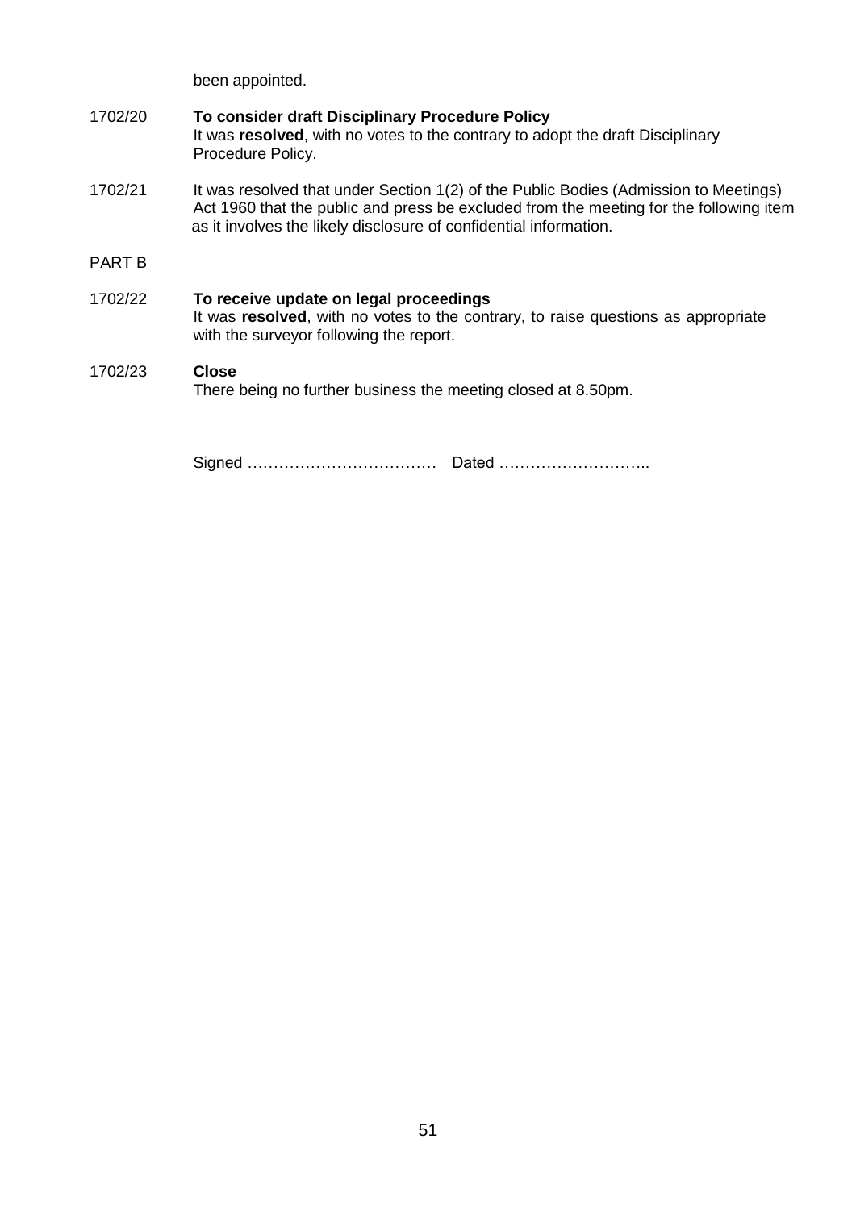been appointed.

1702/20 **To consider draft Disciplinary Procedure Policy**
It was **resolved**, with no votes to the contrary to adopt the draft Disciplinary Procedure Policy.

1702/21 It was resolved that under Section 1(2) of the Public Bodies (Admission to Meetings) Act 1960 that the public and press be excluded from the meeting for the following item as it involves the likely disclosure of confidential information.

PART B

1702/22 **To receive update on legal proceedings**
It was **resolved**, with no votes to the contrary, to raise questions as appropriate with the surveyor following the report.

1702/23 **Close**
There being no further business the meeting closed at 8.50pm.

Signed ……………………………… Dated ………………………..